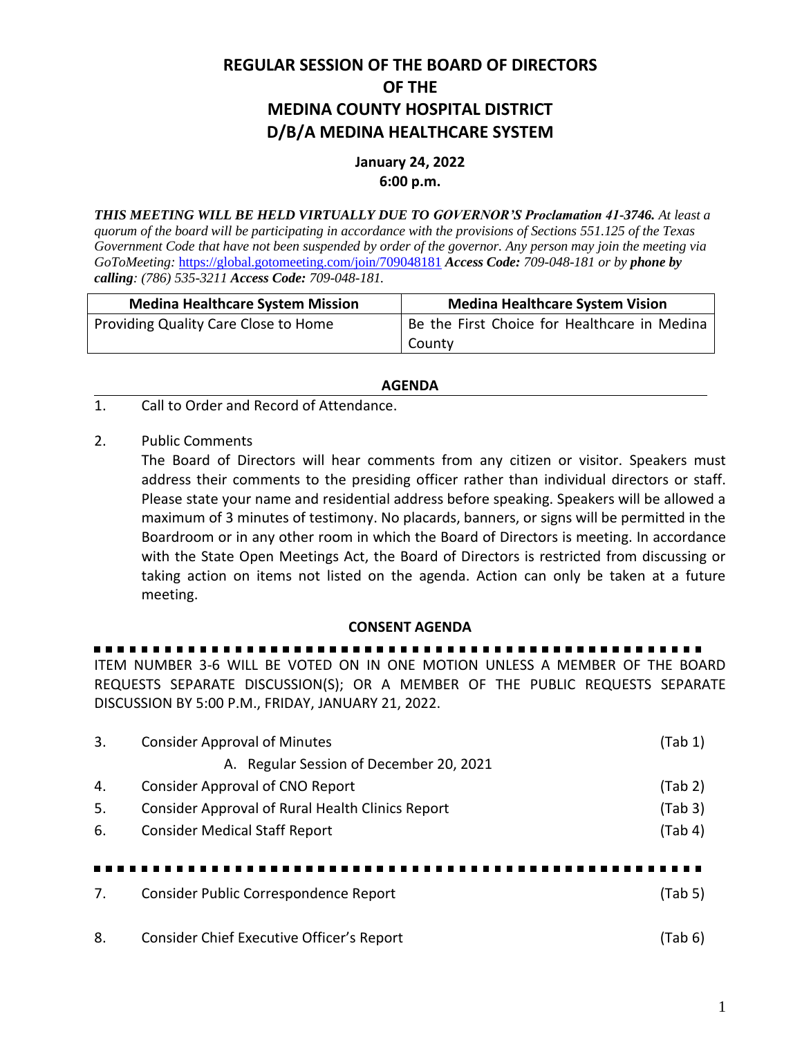# REGULAR SESSION OF THE BOARD OF DIRECTORS OF THE MEDINA COUNTY HOSPITAL DISTRICT D/B/A MEDINA HEALTHCARE SYSTEM

**January 24, 2022**
**6:00 p.m.**

***THIS MEETING WILL BE HELD VIRTUALLY DUE TO GOVERNOR'S Proclamation 41-3746.*** *At least a quorum of the board will be participating in accordance with the provisions of Sections 551.125 of the Texas Government Code that have not been suspended by order of the governor. Any person may join the meeting via GoToMeeting:* https://global.gotomeeting.com/join/709048181 ***Access Code:*** *709-048-181 or by* ***phone by calling****: (786) 535-3211* ***Access Code:*** *709-048-181.*

| Medina Healthcare System Mission | Medina Healthcare System Vision |
|---|---|
| Providing Quality Care Close to Home | Be the First Choice for Healthcare in Medina County |

## AGENDA

1. Call to Order and Record of Attendance.

2. Public Comments
   The Board of Directors will hear comments from any citizen or visitor. Speakers must address their comments to the presiding officer rather than individual directors or staff. Please state your name and residential address before speaking. Speakers will be allowed a maximum of 3 minutes of testimony. No placards, banners, or signs will be permitted in the Boardroom or in any other room in which the Board of Directors is meeting. In accordance with the State Open Meetings Act, the Board of Directors is restricted from discussing or taking action on items not listed on the agenda. Action can only be taken at a future meeting.

## CONSENT AGENDA

ITEM NUMBER 3-6 WILL BE VOTED ON IN ONE MOTION UNLESS A MEMBER OF THE BOARD REQUESTS SEPARATE DISCUSSION(S); OR A MEMBER OF THE PUBLIC REQUESTS SEPARATE DISCUSSION BY 5:00 P.M., FRIDAY, JANUARY 21, 2022.

3. Consider Approval of Minutes (Tab 1)
   A. Regular Session of December 20, 2021
4. Consider Approval of CNO Report (Tab 2)
5. Consider Approval of Rural Health Clinics Report (Tab 3)
6. Consider Medical Staff Report (Tab 4)

---

7. Consider Public Correspondence Report (Tab 5)

8. Consider Chief Executive Officer's Report (Tab 6)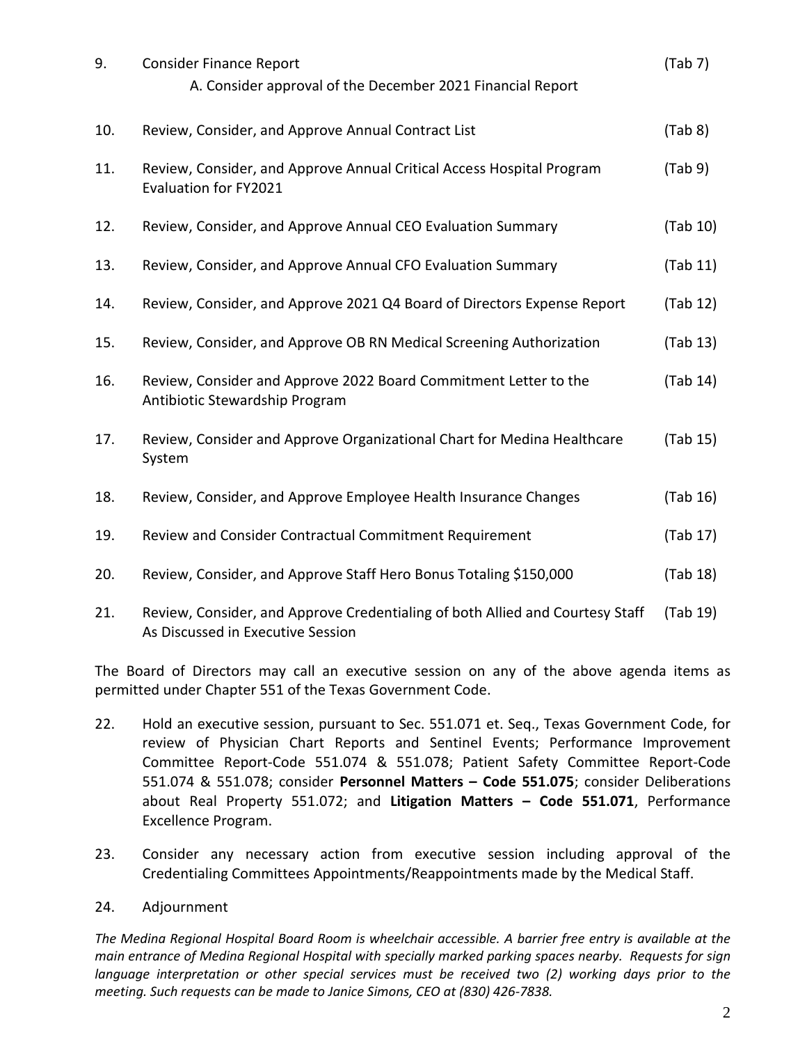9. Consider Finance Report (Tab 7)
   A. Consider approval of the December 2021 Financial Report

10. Review, Consider, and Approve Annual Contract List (Tab 8)

11. Review, Consider, and Approve Annual Critical Access Hospital Program Evaluation for FY2021 (Tab 9)

12. Review, Consider, and Approve Annual CEO Evaluation Summary (Tab 10)

13. Review, Consider, and Approve Annual CFO Evaluation Summary (Tab 11)

14. Review, Consider, and Approve 2021 Q4 Board of Directors Expense Report (Tab 12)

15. Review, Consider, and Approve OB RN Medical Screening Authorization (Tab 13)

16. Review, Consider and Approve 2022 Board Commitment Letter to the Antibiotic Stewardship Program (Tab 14)

17. Review, Consider and Approve Organizational Chart for Medina Healthcare System (Tab 15)

18. Review, Consider, and Approve Employee Health Insurance Changes (Tab 16)

19. Review and Consider Contractual Commitment Requirement (Tab 17)

20. Review, Consider, and Approve Staff Hero Bonus Totaling $150,000 (Tab 18)

21. Review, Consider, and Approve Credentialing of both Allied and Courtesy Staff As Discussed in Executive Session (Tab 19)

The Board of Directors may call an executive session on any of the above agenda items as permitted under Chapter 551 of the Texas Government Code.

22. Hold an executive session, pursuant to Sec. 551.071 et. Seq., Texas Government Code, for review of Physician Chart Reports and Sentinel Events; Performance Improvement Committee Report-Code 551.074 & 551.078; Patient Safety Committee Report-Code 551.074 & 551.078; consider **Personnel Matters – Code 551.075**; consider Deliberations about Real Property 551.072; and **Litigation Matters – Code 551.071**, Performance Excellence Program.

23. Consider any necessary action from executive session including approval of the Credentialing Committees Appointments/Reappointments made by the Medical Staff.

24. Adjournment

*The Medina Regional Hospital Board Room is wheelchair accessible. A barrier free entry is available at the main entrance of Medina Regional Hospital with specially marked parking spaces nearby. Requests for sign language interpretation or other special services must be received two (2) working days prior to the meeting. Such requests can be made to Janice Simons, CEO at (830) 426-7838.*